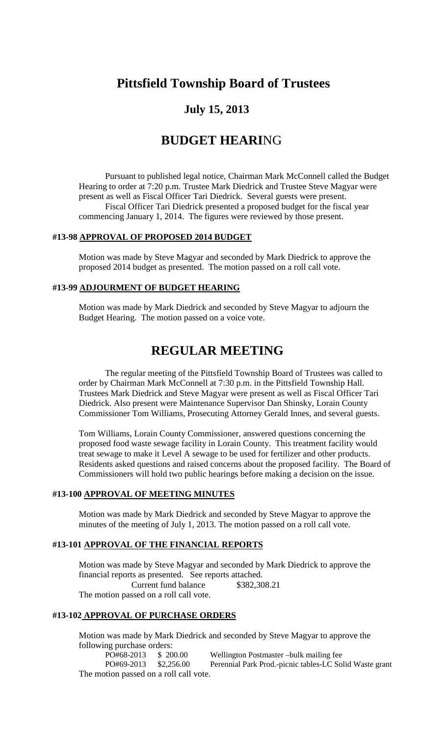# Pittsfield Township Board of Trustees

## July 15, 2013

# BUDGET HEARING

Pursuant to published legal notice, Chairman Mark McConnell called the Budget Hearing to order at 7:20 p.m. Trustee Mark Diedrick and Trustee Steve Magyar were present as well as Fiscal Officer Tari Diedrick. Several guests were present.

Fiscal Officer Tari Diedrick presented a proposed budget for the fiscal year commencing January 1, 2014. The figures were reviewed by those present.

### #13-98 APPROVAL OF PROPOSED 2014 BUDGET

Motion was made by Steve Magyar and seconded by Mark Diedrick to approve the proposed 2014 budget as presented. The motion passed on a roll call vote.

### #13-99 ADJOURMENT OF BUDGET HEARING

Motion was made by Mark Diedrick and seconded by Steve Magyar to adjourn the Budget Hearing. The motion passed on a voice vote.

# REGULAR MEETING

The regular meeting of the Pittsfield Township Board of Trustees was called to order by Chairman Mark McConnell at 7:30 p.m. in the Pittsfield Township Hall. Trustees Mark Diedrick and Steve Magyar were present as well as Fiscal Officer Tari Diedrick. Also present were Maintenance Supervisor Dan Shinsky, Lorain County Commissioner Tom Williams, Prosecuting Attorney Gerald Innes, and several guests.

Tom Williams, Lorain County Commissioner, answered questions concerning the proposed food waste sewage facility in Lorain County. This treatment facility would treat sewage to make it Level A sewage to be used for fertilizer and other products. Residents asked questions and raised concerns about the proposed facility. The Board of Commissioners will hold two public hearings before making a decision on the issue.

### #13-100 APPROVAL OF MEETING MINUTES

Motion was made by Mark Diedrick and seconded by Steve Magyar to approve the minutes of the meeting of July 1, 2013. The motion passed on a roll call vote.

### #13-101 APPROVAL OF THE FINANCIAL REPORTS

Motion was made by Steve Magyar and seconded by Mark Diedrick to approve the financial reports as presented. See reports attached.

Current fund balance $382,308.21

The motion passed on a roll call vote.

### #13-102 APPROVAL OF PURCHASE ORDERS

Motion was made by Mark Diedrick and seconded by Steve Magyar to approve the following purchase orders:

| | | |
|---|---|---|
| PO#68-2013 | $ 200.00 | Wellington Postmaster –bulk mailing fee |
| PO#69-2013 | $2,256.00 | Perennial Park Prod.-picnic tables-LC Solid Waste grant |

The motion passed on a roll call vote.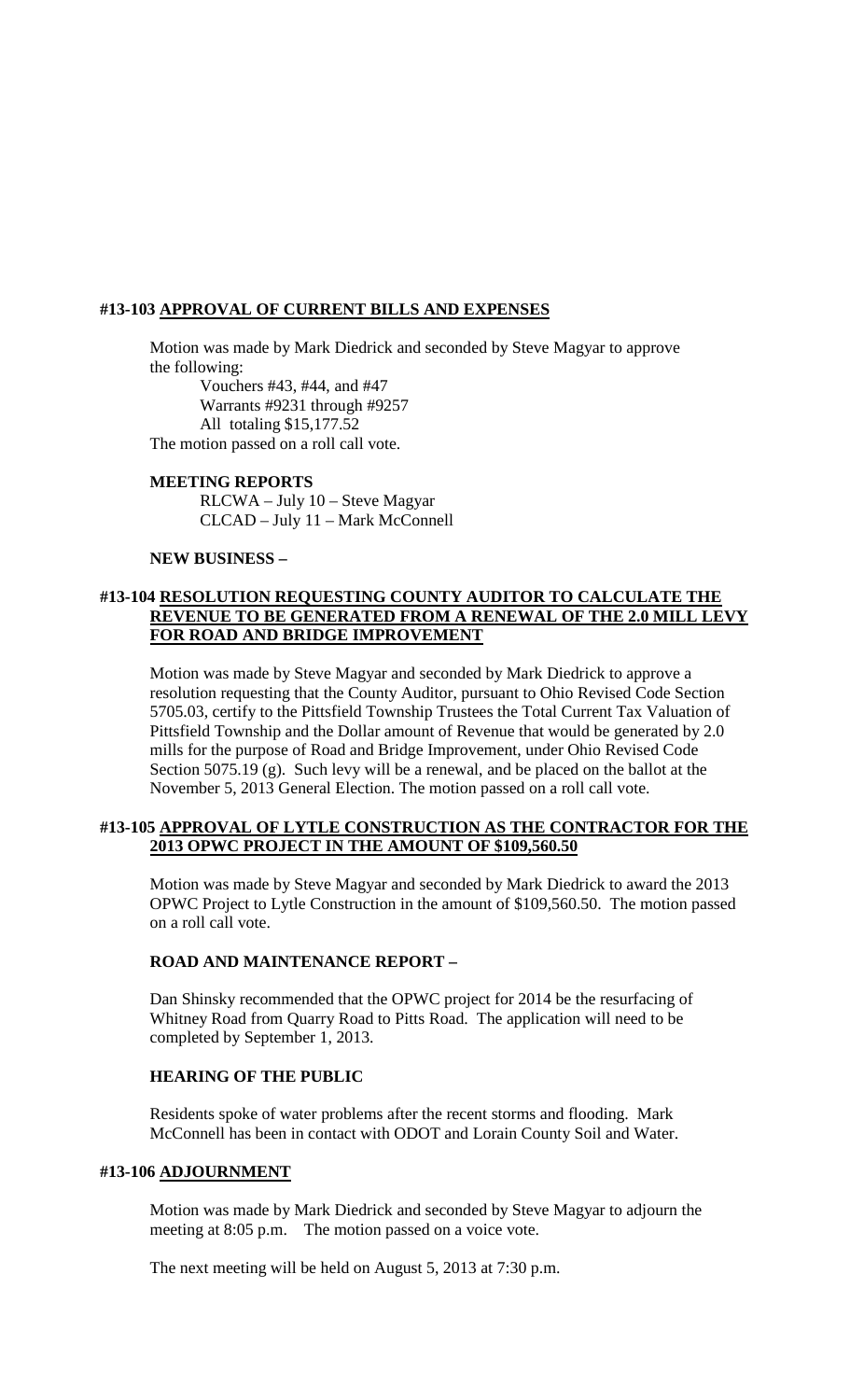### #13-103 APPROVAL OF CURRENT BILLS AND EXPENSES

Motion was made by Mark Diedrick and seconded by Steve Magyar to approve the following:

Vouchers #43, #44, and #47
Warrants #9231 through #9257
All totaling $15,177.52

The motion passed on a roll call vote.

**MEETING REPORTS**

RLCWA – July 10 – Steve Magyar
CLCAD – July 11 – Mark McConnell

**NEW BUSINESS –**

### #13-104 RESOLUTION REQUESTING COUNTY AUDITOR TO CALCULATE THE REVENUE TO BE GENERATED FROM A RENEWAL OF THE 2.0 MILL LEVY FOR ROAD AND BRIDGE IMPROVEMENT

Motion was made by Steve Magyar and seconded by Mark Diedrick to approve a resolution requesting that the County Auditor, pursuant to Ohio Revised Code Section 5705.03, certify to the Pittsfield Township Trustees the Total Current Tax Valuation of Pittsfield Township and the Dollar amount of Revenue that would be generated by 2.0 mills for the purpose of Road and Bridge Improvement, under Ohio Revised Code Section 5075.19 (g). Such levy will be a renewal, and be placed on the ballot at the November 5, 2013 General Election. The motion passed on a roll call vote.

### #13-105 APPROVAL OF LYTLE CONSTRUCTION AS THE CONTRACTOR FOR THE 2013 OPWC PROJECT IN THE AMOUNT OF $109,560.50

Motion was made by Steve Magyar and seconded by Mark Diedrick to award the 2013 OPWC Project to Lytle Construction in the amount of $109,560.50. The motion passed on a roll call vote.

**ROAD AND MAINTENANCE REPORT –**

Dan Shinsky recommended that the OPWC project for 2014 be the resurfacing of Whitney Road from Quarry Road to Pitts Road. The application will need to be completed by September 1, 2013.

**HEARING OF THE PUBLIC**

Residents spoke of water problems after the recent storms and flooding. Mark McConnell has been in contact with ODOT and Lorain County Soil and Water.

### #13-106 ADJOURNMENT

Motion was made by Mark Diedrick and seconded by Steve Magyar to adjourn the meeting at 8:05 p.m. The motion passed on a voice vote.

The next meeting will be held on August 5, 2013 at 7:30 p.m.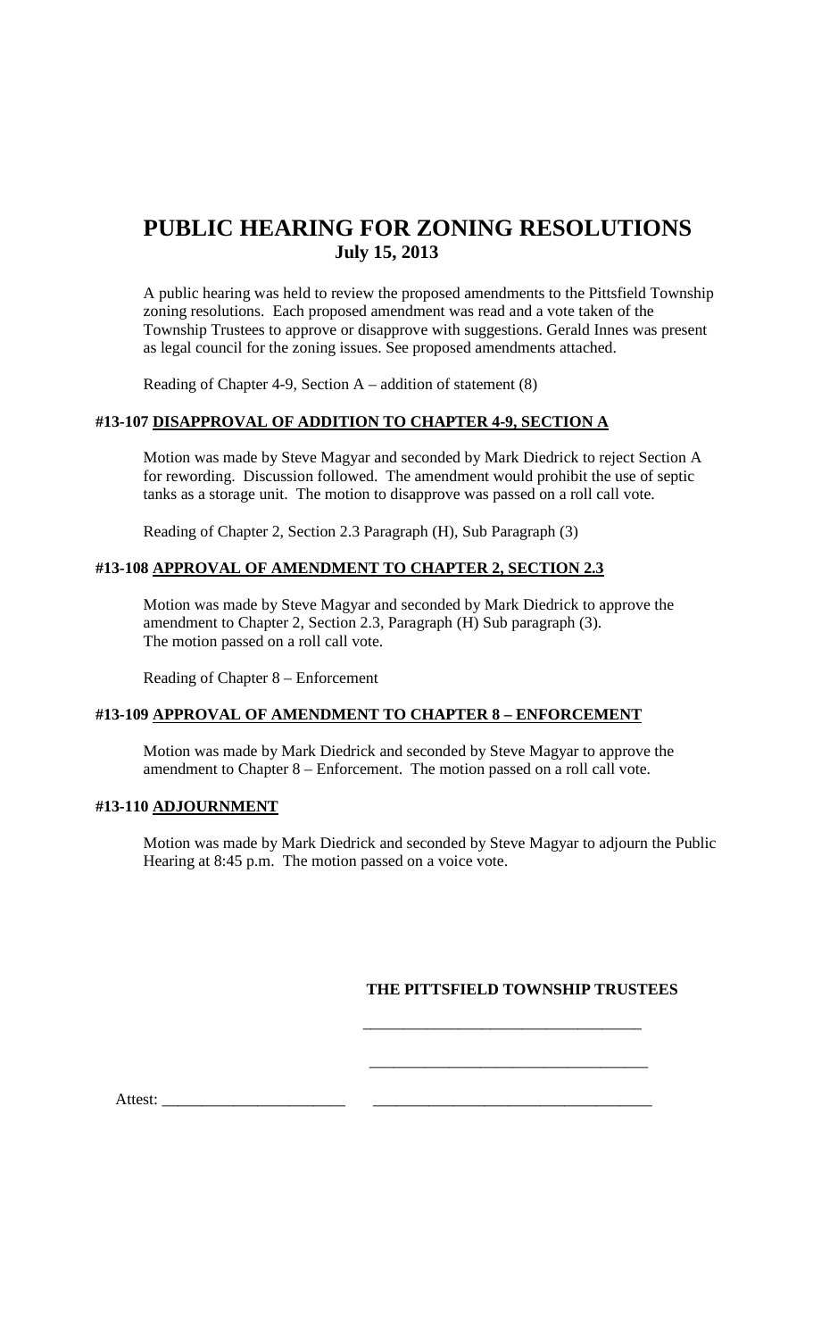# PUBLIC HEARING FOR ZONING RESOLUTIONS
## July 15, 2013

A public hearing was held to review the proposed amendments to the Pittsfield Township zoning resolutions. Each proposed amendment was read and a vote taken of the Township Trustees to approve or disapprove with suggestions. Gerald Innes was present as legal council for the zoning issues. See proposed amendments attached.

Reading of Chapter 4-9, Section A – addition of statement (8)

### #13-107 DISAPPROVAL OF ADDITION TO CHAPTER 4-9, SECTION A

Motion was made by Steve Magyar and seconded by Mark Diedrick to reject Section A for rewording. Discussion followed. The amendment would prohibit the use of septic tanks as a storage unit. The motion to disapprove was passed on a roll call vote.

Reading of Chapter 2, Section 2.3 Paragraph (H), Sub Paragraph (3)

### #13-108 APPROVAL OF AMENDMENT TO CHAPTER 2, SECTION 2.3

Motion was made by Steve Magyar and seconded by Mark Diedrick to approve the amendment to Chapter 2, Section 2.3, Paragraph (H) Sub paragraph (3). The motion passed on a roll call vote.

Reading of Chapter 8 – Enforcement

### #13-109 APPROVAL OF AMENDMENT TO CHAPTER 8 – ENFORCEMENT

Motion was made by Mark Diedrick and seconded by Steve Magyar to approve the amendment to Chapter 8 – Enforcement. The motion passed on a roll call vote.

### #13-110 ADJOURNMENT

Motion was made by Mark Diedrick and seconded by Steve Magyar to adjourn the Public Hearing at 8:45 p.m. The motion passed on a voice vote.

**THE PITTSFIELD TOWNSHIP TRUSTEES**

___________________________________

___________________________________

Attest: _______________________ ___________________________________